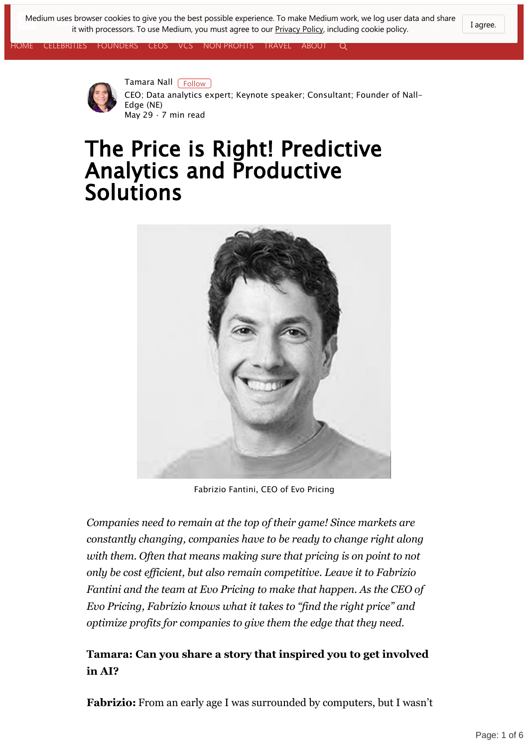Tamara Nall

CEO; Data analytics expert; Keynote speaker; Consultant; Founder of Nall-Edge (NE)

May 29 · 7 min read

# The Price is Right! Predictive Analytics and Productive Solutions

Fabrizio Fantini, CEO of Evo Pricing

*Companies need to remain at the top of their game! Since markets are constantly changing, companies have to be ready to change right along with them. Often that means making sure that pricing is on point to not only be cost efficient, but also remain competitive. Leave it to Fabrizio Fantini and the team at Evo Pricing to make that happen. As the CEO of Evo Pricing, Fabrizio knows what it takes to "find the right price" and optimize profits for companies to give them the edge that they need.*

**Tamara: Can you share a story that inspired you to get involved in AI?**

**Fabrizio:** From an early age I was surrounded by computers, but I wasn't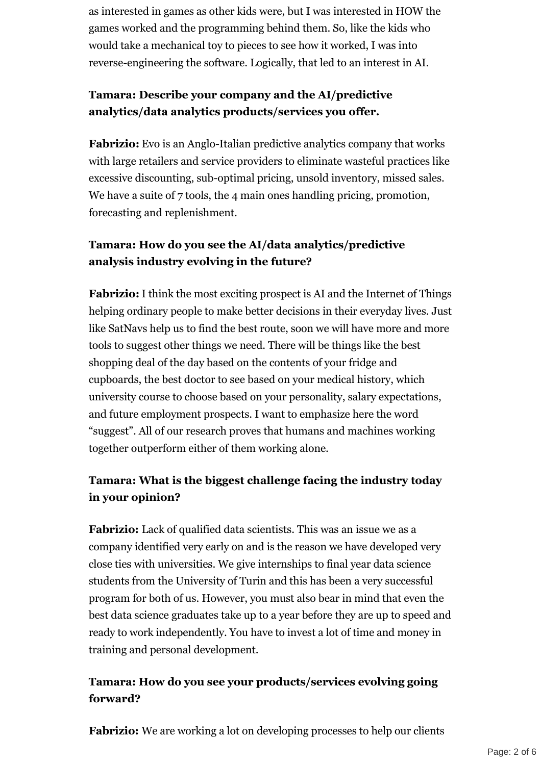as interested in games as other kids were, but I was interested in HOW the games worked and the programming behind them. So, like the kids who would take a mechanical toy to pieces to see how it worked, I was into reverse-engineering the software. Logically, that led to an interest in AI.

**Tamara: Describe your company and the AI/predictive analytics/data analytics products/services you offer.**

**Fabrizio:** Evo is an Anglo-Italian predictive analytics company that works with large retailers and service providers to eliminate wasteful practices like excessive discounting, sub-optimal pricing, unsold inventory, missed sales. We have a suite of 7 tools, the 4 main ones handling pricing, promotion, forecasting and replenishment.

**Tamara: How do you see the AI/data analytics/predictive analysis industry evolving in the future?**

**Fabrizio:** I think the most exciting prospect is AI and the Internet of Things helping ordinary people to make better decisions in their everyday lives. Just like SatNavs help us to find the best route, soon we will have more and more tools to suggest other things we need. There will be things like the best shopping deal of the day based on the contents of your fridge and cupboards, the best doctor to see based on your medical history, which university course to choose based on your personality, salary expectations, and future employment prospects. I want to emphasize here the word "suggest". All of our research proves that humans and machines working together outperform either of them working alone.

**Tamara: What is the biggest challenge facing the industry today in your opinion?**

**Fabrizio:** Lack of qualified data scientists. This was an issue we as a company identified very early on and is the reason we have developed very close ties with universities. We give internships to final year data science students from the University of Turin and this has been a very successful program for both of us. However, you must also bear in mind that even the best data science graduates take up to a year before they are up to speed and ready to work independently. You have to invest a lot of time and money in training and personal development.

**Tamara: How do you see your products/services evolving going forward?**

**Fabrizio:** We are working a lot on developing processes to help our clients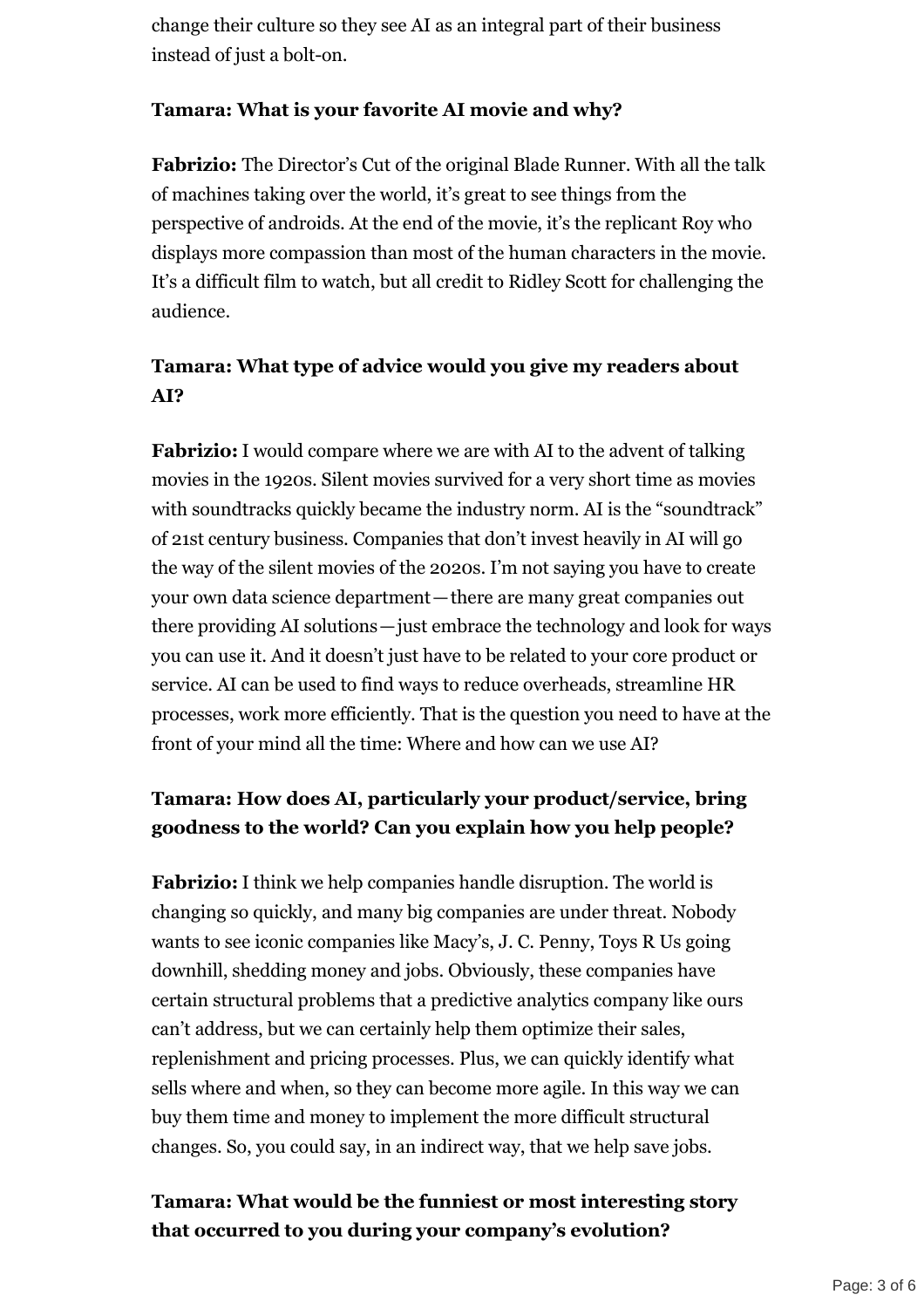change their culture so they see AI as an integral part of their business instead of just a bolt-on.

**Tamara: What is your favorite AI movie and why?**

**Fabrizio:** The Director's Cut of the original Blade Runner. With all the talk of machines taking over the world, it's great to see things from the perspective of androids. At the end of the movie, it's the replicant Roy who displays more compassion than most of the human characters in the movie. It's a difficult film to watch, but all credit to Ridley Scott for challenging the audience.

**Tamara: What type of advice would you give my readers about AI?**

**Fabrizio:** I would compare where we are with AI to the advent of talking movies in the 1920s. Silent movies survived for a very short time as movies with soundtracks quickly became the industry norm. AI is the "soundtrack" of 21st century business. Companies that don't invest heavily in AI will go the way of the silent movies of the 2020s. I'm not saying you have to create your own data science department—there are many great companies out there providing AI solutions—just embrace the technology and look for ways you can use it. And it doesn't just have to be related to your core product or service. AI can be used to find ways to reduce overheads, streamline HR processes, work more efficiently. That is the question you need to have at the front of your mind all the time: Where and how can we use AI?

**Tamara: How does AI, particularly your product/service, bring goodness to the world? Can you explain how you help people?**

**Fabrizio:** I think we help companies handle disruption. The world is changing so quickly, and many big companies are under threat. Nobody wants to see iconic companies like Macy's, J. C. Penny, Toys R Us going downhill, shedding money and jobs. Obviously, these companies have certain structural problems that a predictive analytics company like ours can't address, but we can certainly help them optimize their sales, replenishment and pricing processes. Plus, we can quickly identify what sells where and when, so they can become more agile. In this way we can buy them time and money to implement the more difficult structural changes. So, you could say, in an indirect way, that we help save jobs.

**Tamara: What would be the funniest or most interesting story that occurred to you during your company's evolution?**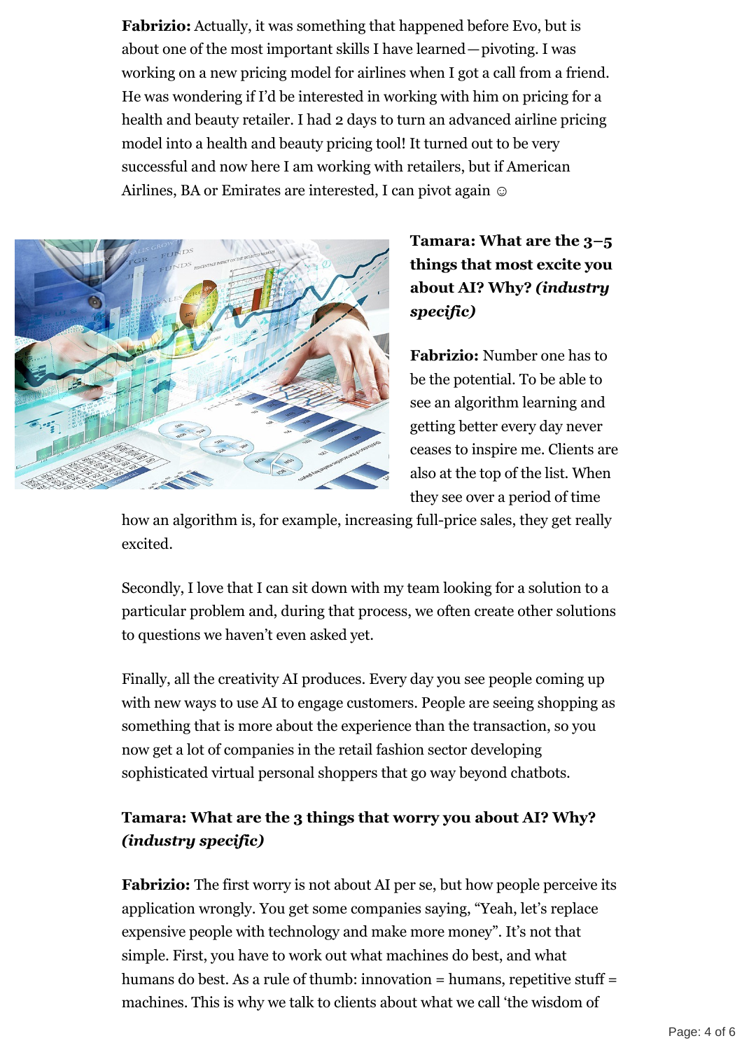**Fabrizio:** Actually, it was something that happened before Evo, but is about one of the most important skills I have learned—pivoting. I was working on a new pricing model for airlines when I got a call from a friend. He was wondering if I'd be interested in working with him on pricing for a health and beauty retailer. I had 2 days to turn an advanced airline pricing model into a health and beauty pricing tool! It turned out to be very successful and now here I am working with retailers, but if American Airlines, BA or Emirates are interested, I can pivot again ☺

**Tamara: What are the 3–5 things that most excite you about AI? Why? *(industry specific)***

**Fabrizio:** Number one has to be the potential. To be able to see an algorithm learning and getting better every day never ceases to inspire me. Clients are also at the top of the list. When they see over a period of time how an algorithm is, for example, increasing full-price sales, they get really excited.

Secondly, I love that I can sit down with my team looking for a solution to a particular problem and, during that process, we often create other solutions to questions we haven't even asked yet.

Finally, all the creativity AI produces. Every day you see people coming up with new ways to use AI to engage customers. People are seeing shopping as something that is more about the experience than the transaction, so you now get a lot of companies in the retail fashion sector developing sophisticated virtual personal shoppers that go way beyond chatbots.

**Tamara: What are the 3 things that worry you about AI? Why? *(industry specific)***

**Fabrizio:** The first worry is not about AI per se, but how people perceive its application wrongly. You get some companies saying, "Yeah, let's replace expensive people with technology and make more money". It's not that simple. First, you have to work out what machines do best, and what humans do best. As a rule of thumb: innovation = humans, repetitive stuff = machines. This is why we talk to clients about what we call 'the wisdom of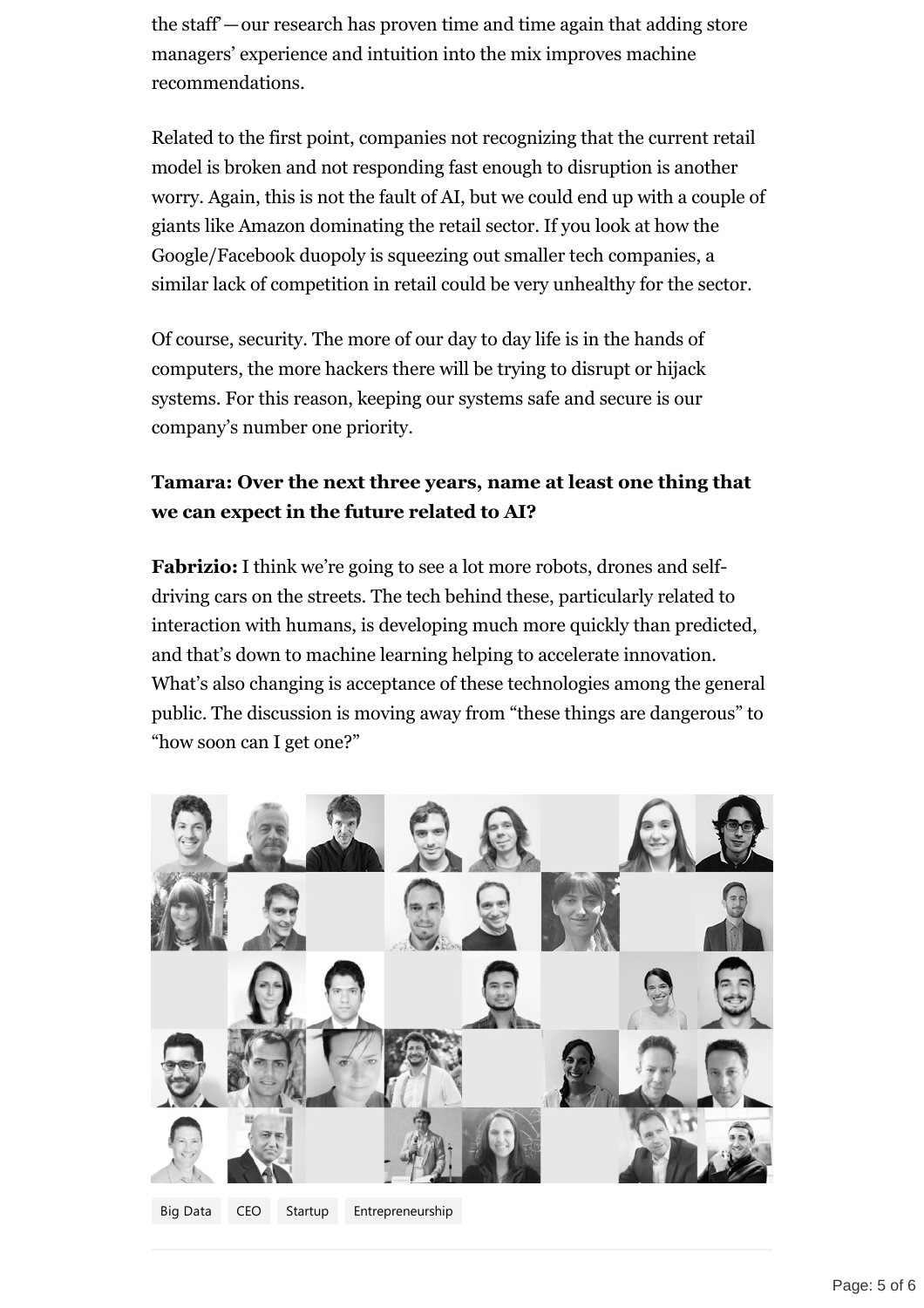the staff' — our research has proven time and time again that adding store managers' experience and intuition into the mix improves machine recommendations.

Related to the first point, companies not recognizing that the current retail model is broken and not responding fast enough to disruption is another worry. Again, this is not the fault of AI, but we could end up with a couple of giants like Amazon dominating the retail sector. If you look at how the Google/Facebook duopoly is squeezing out smaller tech companies, a similar lack of competition in retail could be very unhealthy for the sector.

Of course, security. The more of our day to day life is in the hands of computers, the more hackers there will be trying to disrupt or hijack systems. For this reason, keeping our systems safe and secure is our company's number one priority.

**Tamara: Over the next three years, name at least one thing that we can expect in the future related to AI?**

**Fabrizio:** I think we're going to see a lot more robots, drones and self-driving cars on the streets. The tech behind these, particularly related to interaction with humans, is developing much more quickly than predicted, and that's down to machine learning helping to accelerate innovation. What's also changing is acceptance of these technologies among the general public. The discussion is moving away from "these things are dangerous" to "how soon can I get one?"

Big Data CEO Startup Entrepreneurship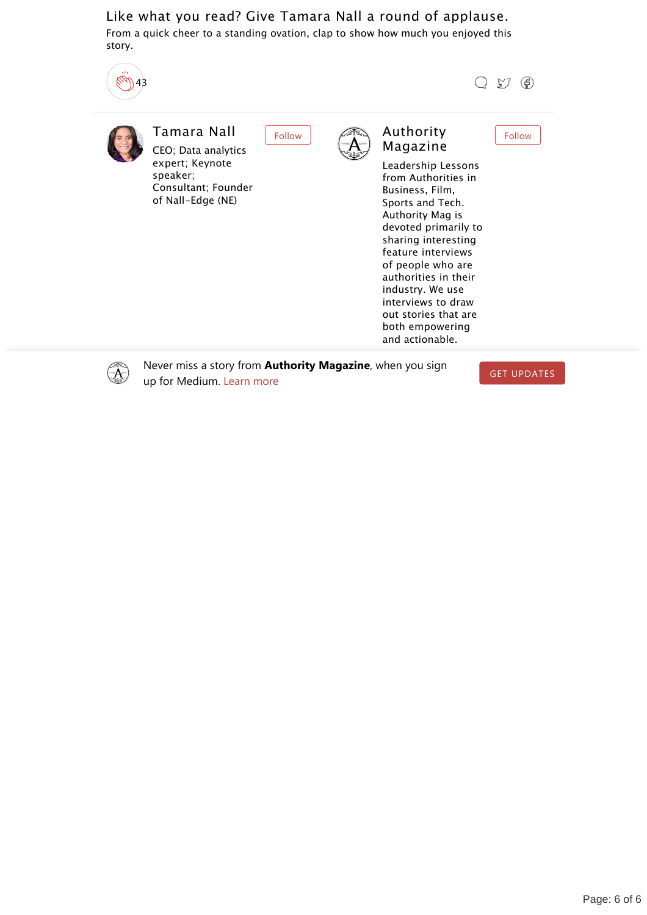Like what you read? Give Tamara Nall a round of applause.

From a quick cheer to a standing ovation, clap to show how much you enjoyed this story.

43

**Tamara Nall**

Follow

CEO; Data analytics expert; Keynote speaker; Consultant; Founder of Nall-Edge (NE)

**Authority Magazine**

Follow

Leadership Lessons from Authorities in Business, Film, Sports and Tech. Authority Mag is devoted primarily to sharing interesting feature interviews of people who are authorities in their industry. We use interviews to draw out stories that are both empowering and actionable.

Never miss a story from **Authority Magazine**, when you sign up for Medium. Learn more

GET UPDATES